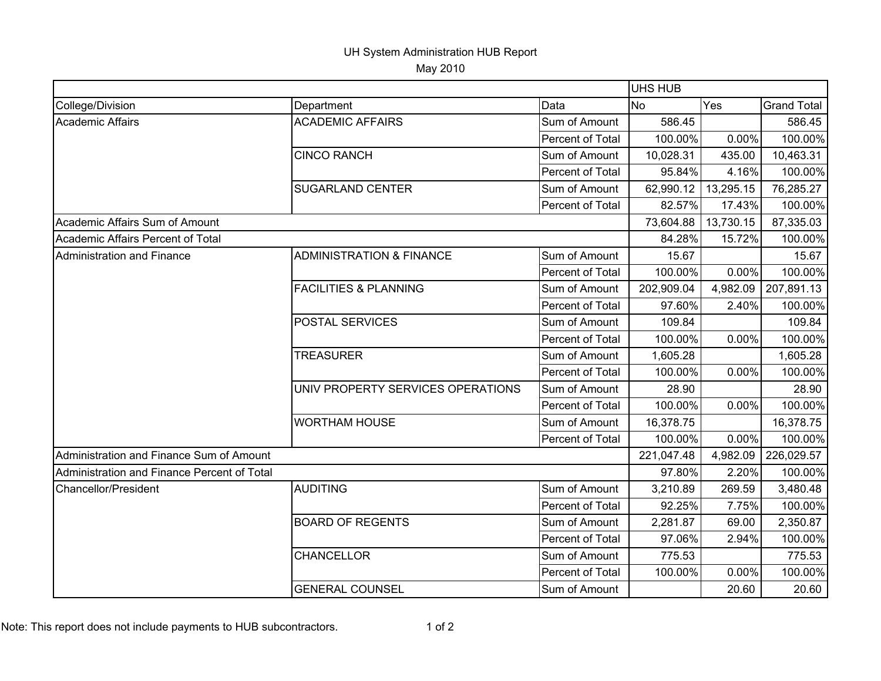UH System Administration HUB Report

May 2010

| | | | UHS HUB | | |
|---|---|---|---|---|---|
| College/Division | Department | Data | No | Yes | Grand Total |
| Academic Affairs | ACADEMIC AFFAIRS | Sum of Amount | 586.45 | | 586.45 |
| | | Percent of Total | 100.00% | 0.00% | 100.00% |
| | CINCO RANCH | Sum of Amount | 10,028.31 | 435.00 | 10,463.31 |
| | | Percent of Total | 95.84% | 4.16% | 100.00% |
| | SUGARLAND CENTER | Sum of Amount | 62,990.12 | 13,295.15 | 76,285.27 |
| | | Percent of Total | 82.57% | 17.43% | 100.00% |
| Academic Affairs Sum of Amount | | | 73,604.88 | 13,730.15 | 87,335.03 |
| Academic Affairs Percent of Total | | | 84.28% | 15.72% | 100.00% |
| Administration and Finance | ADMINISTRATION & FINANCE | Sum of Amount | 15.67 | | 15.67 |
| | | Percent of Total | 100.00% | 0.00% | 100.00% |
| | FACILITIES & PLANNING | Sum of Amount | 202,909.04 | 4,982.09 | 207,891.13 |
| | | Percent of Total | 97.60% | 2.40% | 100.00% |
| | POSTAL SERVICES | Sum of Amount | 109.84 | | 109.84 |
| | | Percent of Total | 100.00% | 0.00% | 100.00% |
| | TREASURER | Sum of Amount | 1,605.28 | | 1,605.28 |
| | | Percent of Total | 100.00% | 0.00% | 100.00% |
| | UNIV PROPERTY SERVICES OPERATIONS | Sum of Amount | 28.90 | | 28.90 |
| | | Percent of Total | 100.00% | 0.00% | 100.00% |
| | WORTHAM HOUSE | Sum of Amount | 16,378.75 | | 16,378.75 |
| | | Percent of Total | 100.00% | 0.00% | 100.00% |
| Administration and Finance Sum of Amount | | | 221,047.48 | 4,982.09 | 226,029.57 |
| Administration and Finance Percent of Total | | | 97.80% | 2.20% | 100.00% |
| Chancellor/President | AUDITING | Sum of Amount | 3,210.89 | 269.59 | 3,480.48 |
| | | Percent of Total | 92.25% | 7.75% | 100.00% |
| | BOARD OF REGENTS | Sum of Amount | 2,281.87 | 69.00 | 2,350.87 |
| | | Percent of Total | 97.06% | 2.94% | 100.00% |
| | CHANCELLOR | Sum of Amount | 775.53 | | 775.53 |
| | | Percent of Total | 100.00% | 0.00% | 100.00% |
| | GENERAL COUNSEL | Sum of Amount | | 20.60 | 20.60 |

Note: This report does not include payments to HUB subcontractors.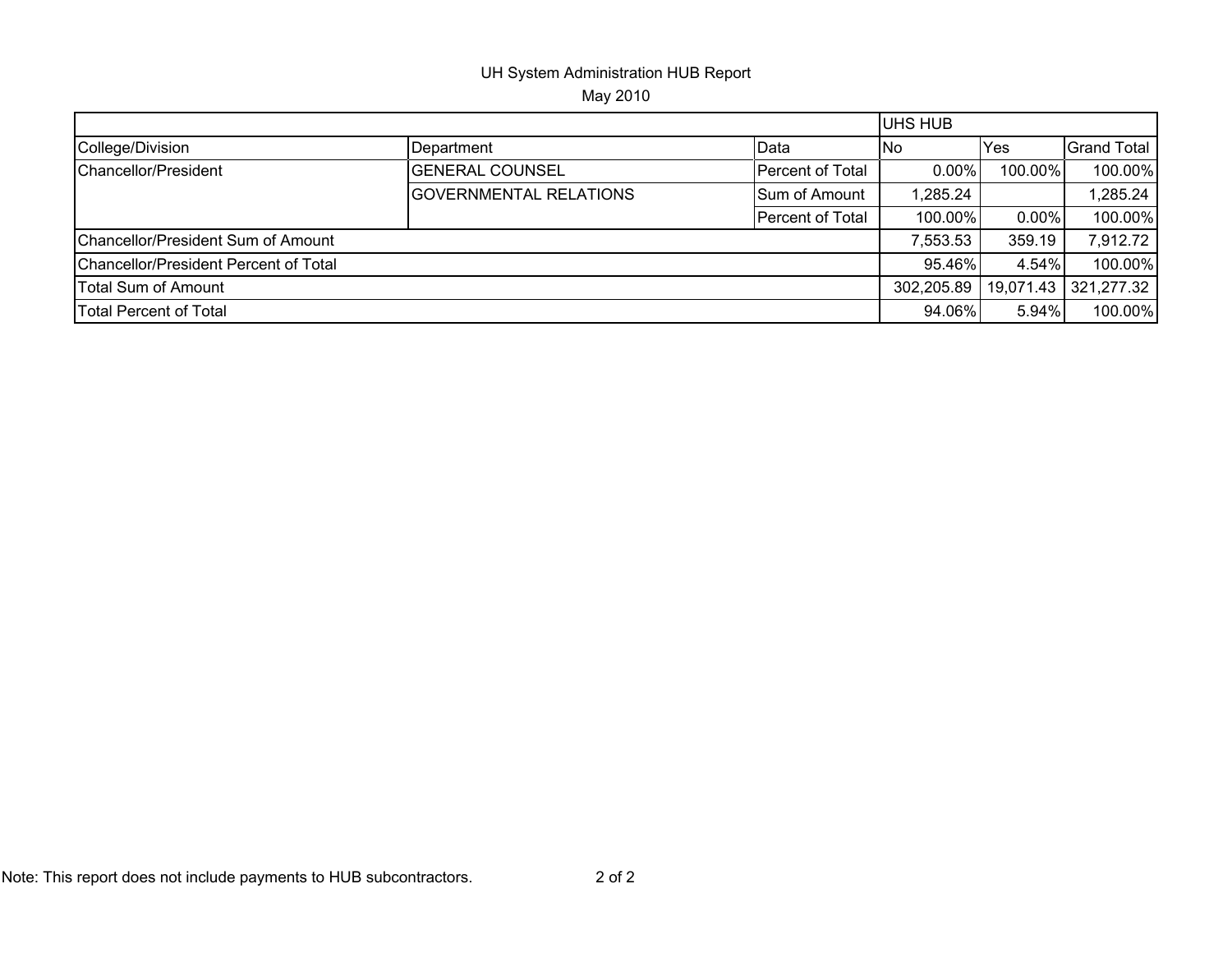UH System Administration HUB Report

May 2010

| | | | UHS HUB | | |
|---|---|---|---|---|---|
| College/Division | Department | Data | No | Yes | Grand Total |
| Chancellor/President | GENERAL COUNSEL | Percent of Total | 0.00% | 100.00% | 100.00% |
| | GOVERNMENTAL RELATIONS | Sum of Amount | 1,285.24 | | 1,285.24 |
| | | Percent of Total | 100.00% | 0.00% | 100.00% |
| Chancellor/President Sum of Amount | | | 7,553.53 | 359.19 | 7,912.72 |
| Chancellor/President Percent of Total | | | 95.46% | 4.54% | 100.00% |
| Total Sum of Amount | | | 302,205.89 | 19,071.43 | 321,277.32 |
| Total Percent of Total | | | 94.06% | 5.94% | 100.00% |

Note: This report does not include payments to HUB subcontractors.